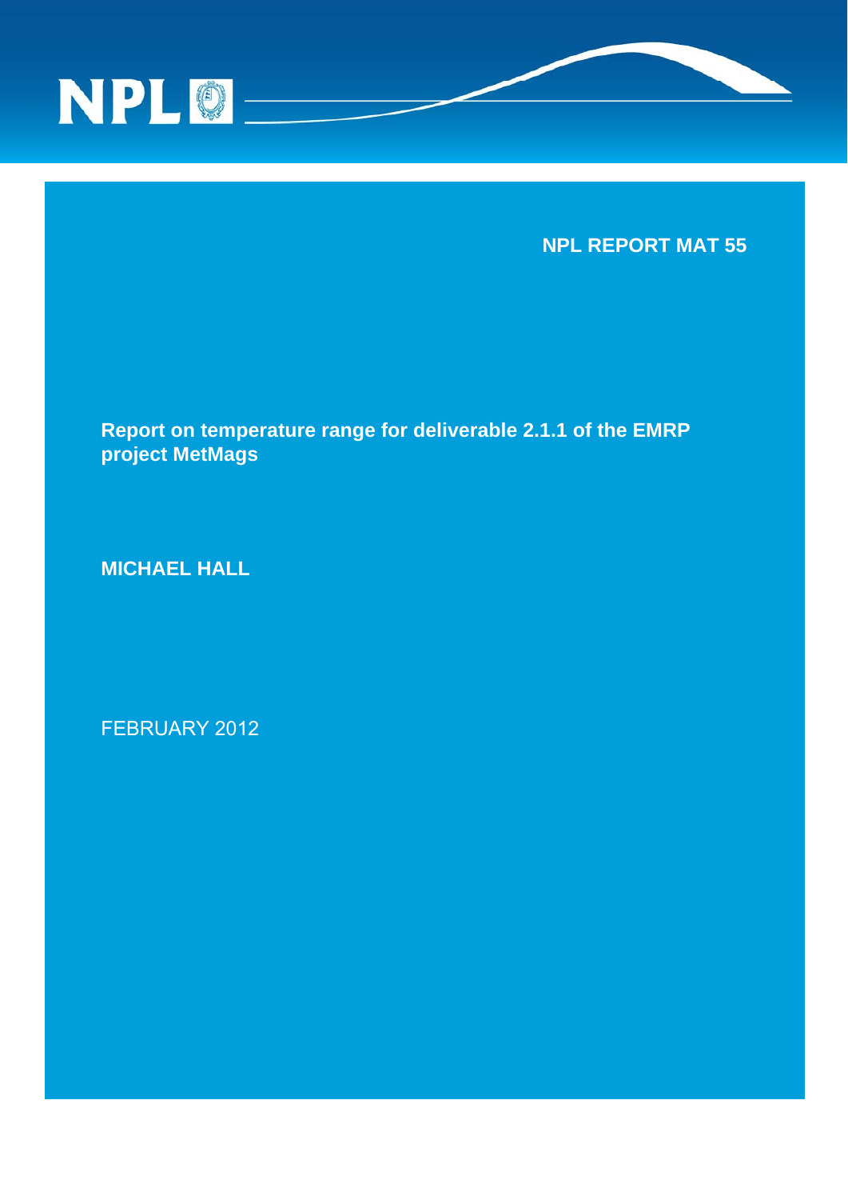NPL REPORT MAT 55

# Report on temperature range for deliverable 2.1.1 of the EMRP project MetMags

**MICHAEL HALL**

FEBRUARY 2012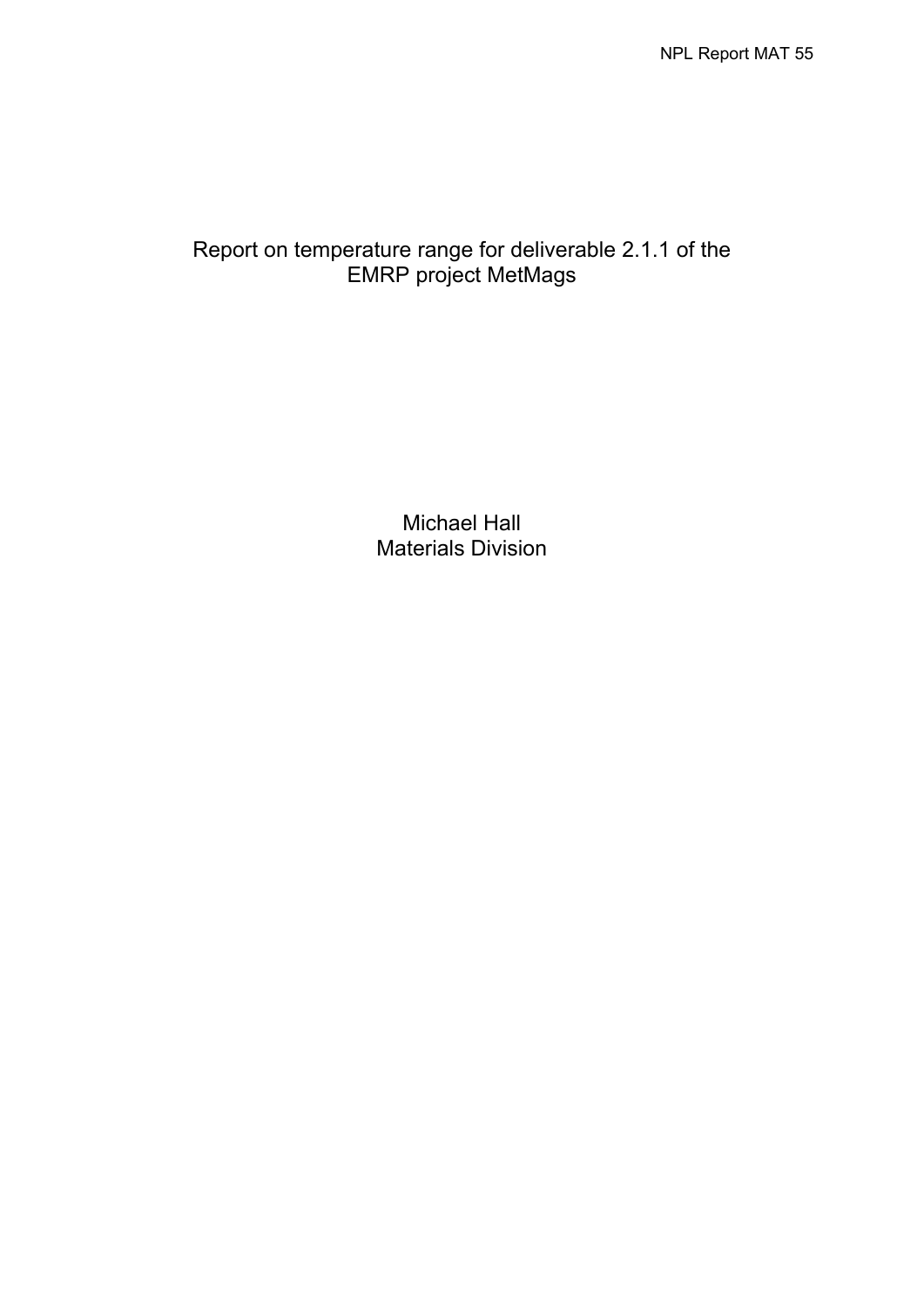# Report on temperature range for deliverable 2.1.1 of the EMRP project MetMags

Michael Hall
Materials Division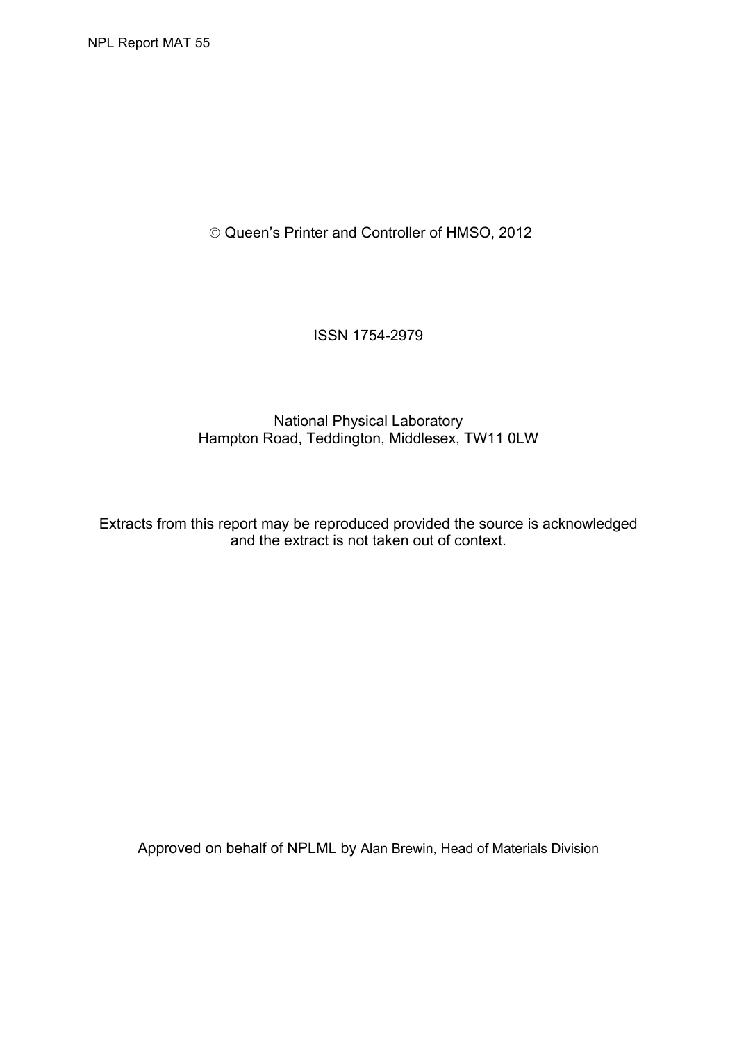© Queen’s Printer and Controller of HMSO, 2012

ISSN 1754-2979

National Physical Laboratory
Hampton Road, Teddington, Middlesex, TW11 0LW

Extracts from this report may be reproduced provided the source is acknowledged and the extract is not taken out of context.

Approved on behalf of NPLML by Alan Brewin, Head of Materials Division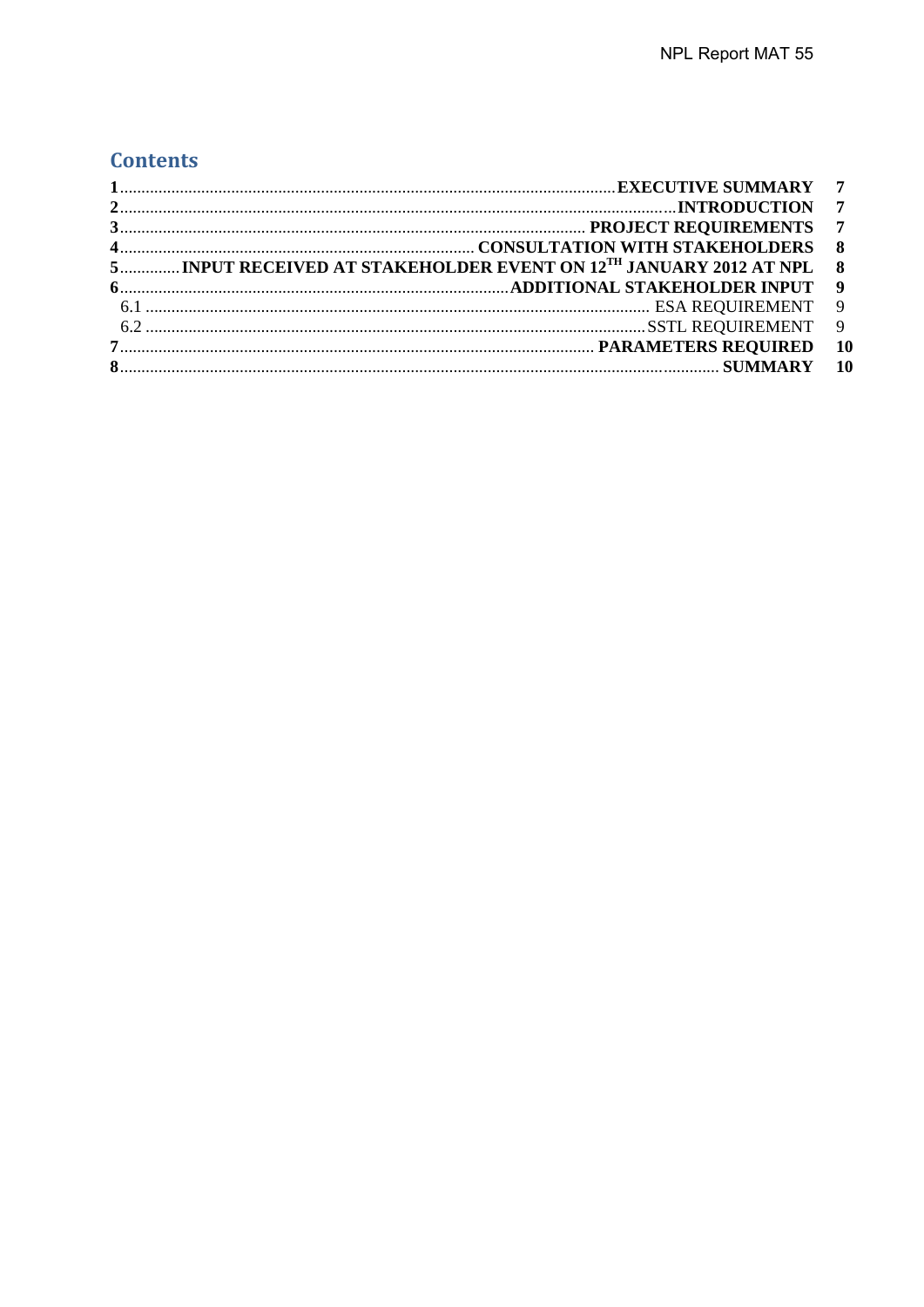## Contents

1 ........ EXECUTIVE SUMMARY 7
2 ........ INTRODUCTION 7
3 ........ PROJECT REQUIREMENTS 7
4 ........ CONSULTATION WITH STAKEHOLDERS 8
5 ........ INPUT RECEIVED AT STAKEHOLDER EVENT ON 12TH JANUARY 2012 AT NPL 8
6 ........ ADDITIONAL STAKEHOLDER INPUT 9
  6.1 ........ ESA REQUIREMENT 9
  6.2 ........ SSTL REQUIREMENT 9
7 ........ PARAMETERS REQUIRED 10
8 ........ SUMMARY 10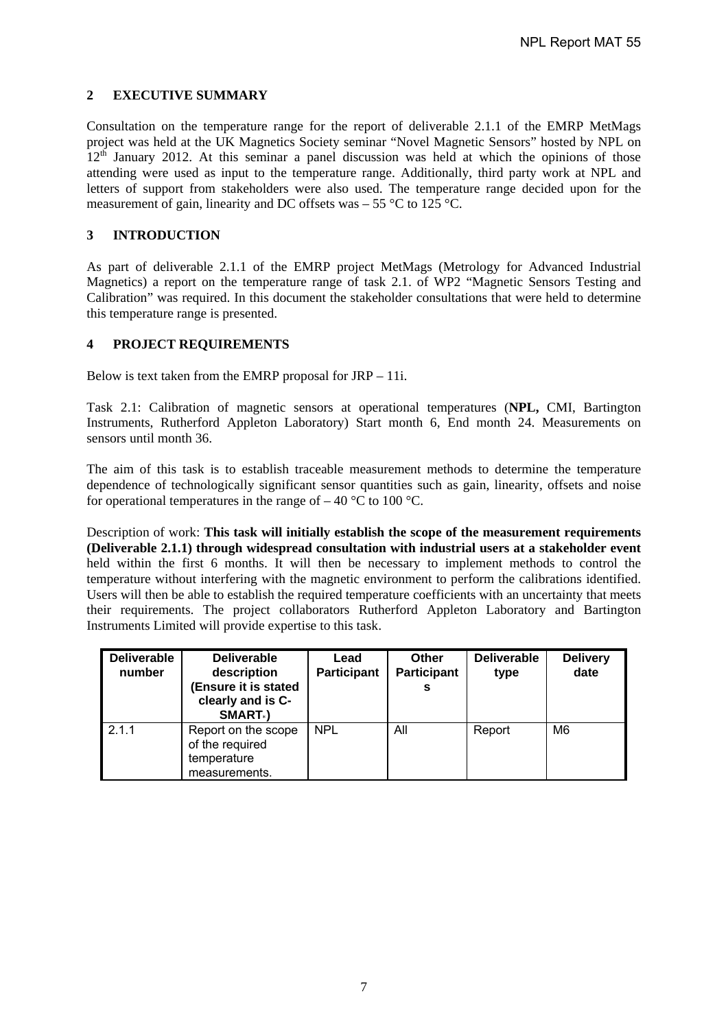## 2 EXECUTIVE SUMMARY

Consultation on the temperature range for the report of deliverable 2.1.1 of the EMRP MetMags project was held at the UK Magnetics Society seminar "Novel Magnetic Sensors" hosted by NPL on 12th January 2012. At this seminar a panel discussion was held at which the opinions of those attending were used as input to the temperature range. Additionally, third party work at NPL and letters of support from stakeholders were also used. The temperature range decided upon for the measurement of gain, linearity and DC offsets was – 55 °C to 125 °C.

## 3 INTRODUCTION

As part of deliverable 2.1.1 of the EMRP project MetMags (Metrology for Advanced Industrial Magnetics) a report on the temperature range of task 2.1. of WP2 "Magnetic Sensors Testing and Calibration" was required. In this document the stakeholder consultations that were held to determine this temperature range is presented.

## 4 PROJECT REQUIREMENTS

Below is text taken from the EMRP proposal for JRP – 11i.

Task 2.1: Calibration of magnetic sensors at operational temperatures (**NPL,** CMI, Bartington Instruments, Rutherford Appleton Laboratory) Start month 6, End month 24. Measurements on sensors until month 36.

The aim of this task is to establish traceable measurement methods to determine the temperature dependence of technologically significant sensor quantities such as gain, linearity, offsets and noise for operational temperatures in the range of – 40 °C to 100 °C.

Description of work: **This task will initially establish the scope of the measurement requirements (Deliverable 2.1.1) through widespread consultation with industrial users at a stakeholder event** held within the first 6 months. It will then be necessary to implement methods to control the temperature without interfering with the magnetic environment to perform the calibrations identified. Users will then be able to establish the required temperature coefficients with an uncertainty that meets their requirements. The project collaborators Rutherford Appleton Laboratory and Bartington Instruments Limited will provide expertise to this task.

| Deliverable number | Deliverable description (Ensure it is stated clearly and is C-SMART*) | Lead Participant | Other Participants | Deliverable type | Delivery date |
|---|---|---|---|---|---|
| 2.1.1 | Report on the scope of the required temperature measurements. | NPL | All | Report | M6 |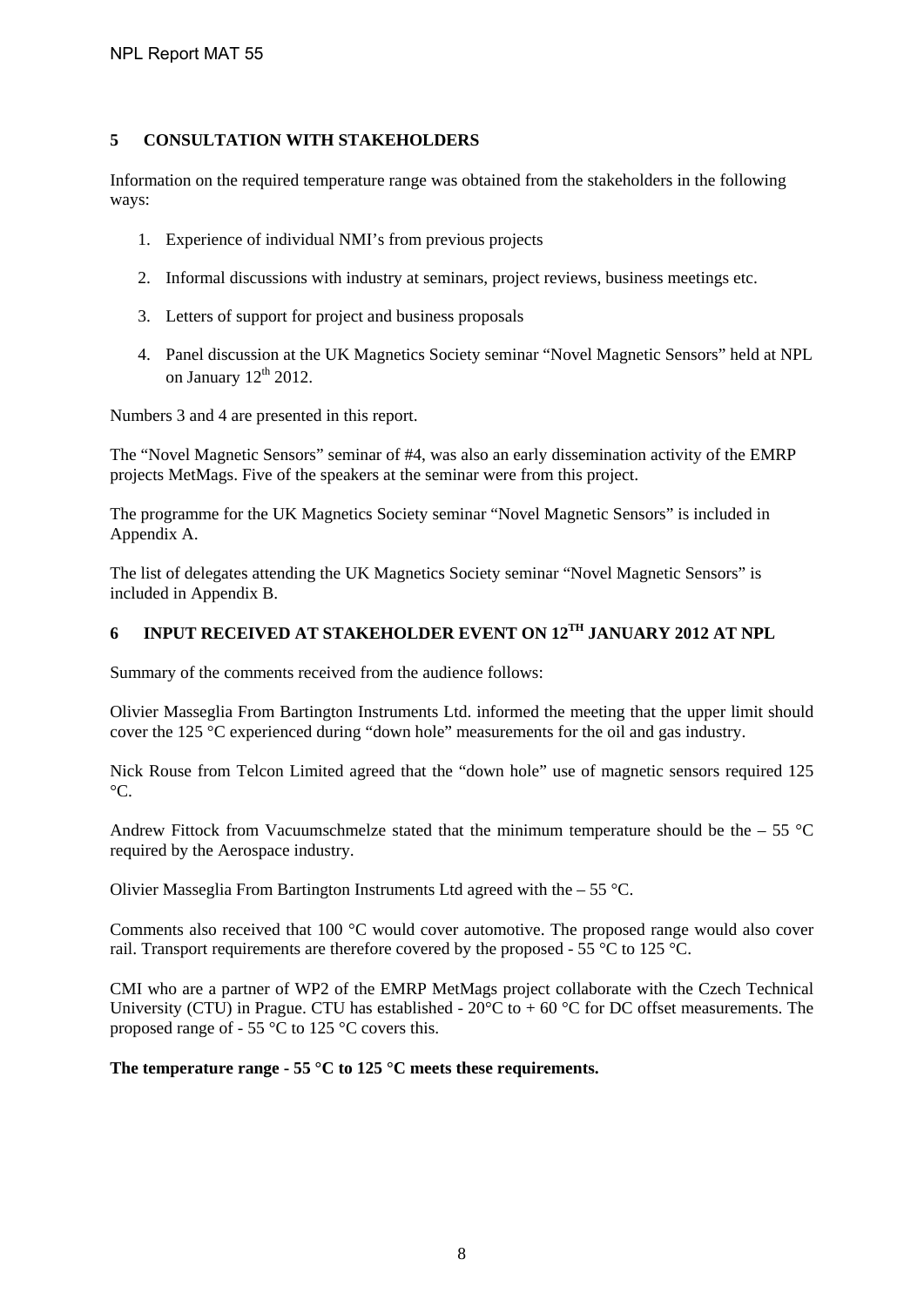## 5 CONSULTATION WITH STAKEHOLDERS

Information on the required temperature range was obtained from the stakeholders in the following ways:

1. Experience of individual NMI's from previous projects
2. Informal discussions with industry at seminars, project reviews, business meetings etc.
3. Letters of support for project and business proposals
4. Panel discussion at the UK Magnetics Society seminar "Novel Magnetic Sensors" held at NPL on January 12th 2012.

Numbers 3 and 4 are presented in this report.

The "Novel Magnetic Sensors" seminar of #4, was also an early dissemination activity of the EMRP projects MetMags. Five of the speakers at the seminar were from this project.

The programme for the UK Magnetics Society seminar "Novel Magnetic Sensors" is included in Appendix A.

The list of delegates attending the UK Magnetics Society seminar "Novel Magnetic Sensors" is included in Appendix B.

## 6 INPUT RECEIVED AT STAKEHOLDER EVENT ON 12TH JANUARY 2012 AT NPL

Summary of the comments received from the audience follows:

Olivier Masseglia From Bartington Instruments Ltd. informed the meeting that the upper limit should cover the 125 °C experienced during "down hole" measurements for the oil and gas industry.

Nick Rouse from Telcon Limited agreed that the "down hole" use of magnetic sensors required 125 °C.

Andrew Fittock from Vacuumschmelze stated that the minimum temperature should be the – 55 °C required by the Aerospace industry.

Olivier Masseglia From Bartington Instruments Ltd agreed with the – 55 °C.

Comments also received that 100 °C would cover automotive. The proposed range would also cover rail. Transport requirements are therefore covered by the proposed - 55 °C to 125 °C.

CMI who are a partner of WP2 of the EMRP MetMags project collaborate with the Czech Technical University (CTU) in Prague. CTU has established - 20°C to + 60 °C for DC offset measurements. The proposed range of - 55 °C to 125 °C covers this.

**The temperature range - 55 °C to 125 °C meets these requirements.**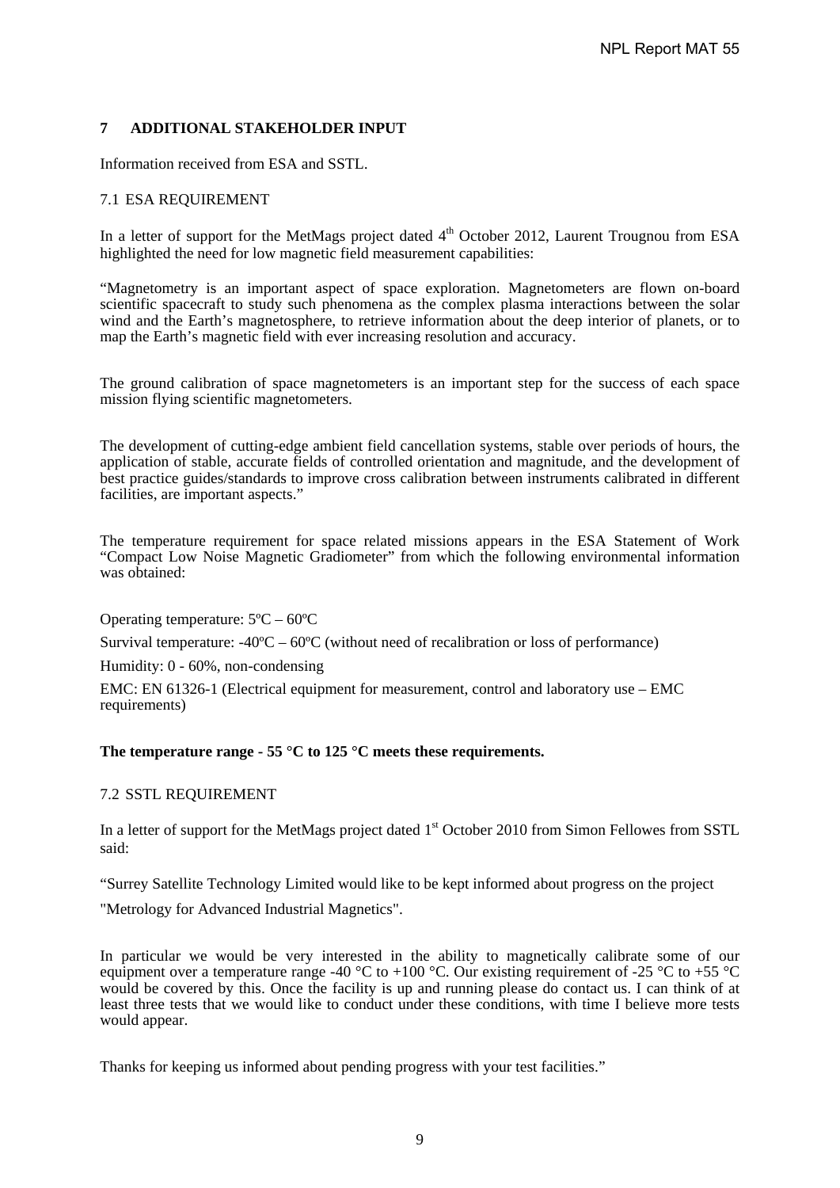## 7 ADDITIONAL STAKEHOLDER INPUT

Information received from ESA and SSTL.

### 7.1 ESA REQUIREMENT

In a letter of support for the MetMags project dated 4th October 2012, Laurent Trougnou from ESA highlighted the need for low magnetic field measurement capabilities:

"Magnetometry is an important aspect of space exploration. Magnetometers are flown on-board scientific spacecraft to study such phenomena as the complex plasma interactions between the solar wind and the Earth's magnetosphere, to retrieve information about the deep interior of planets, or to map the Earth's magnetic field with ever increasing resolution and accuracy.

The ground calibration of space magnetometers is an important step for the success of each space mission flying scientific magnetometers.

The development of cutting-edge ambient field cancellation systems, stable over periods of hours, the application of stable, accurate fields of controlled orientation and magnitude, and the development of best practice guides/standards to improve cross calibration between instruments calibrated in different facilities, are important aspects."

The temperature requirement for space related missions appears in the ESA Statement of Work "Compact Low Noise Magnetic Gradiometer" from which the following environmental information was obtained:

Operating temperature: 5ºC – 60ºC

Survival temperature: -40ºC – 60ºC (without need of recalibration or loss of performance)

Humidity: 0 - 60%, non-condensing

EMC: EN 61326-1 (Electrical equipment for measurement, control and laboratory use – EMC requirements)

**The temperature range - 55 °C to 125 °C meets these requirements.**

### 7.2 SSTL REQUIREMENT

In a letter of support for the MetMags project dated 1st October 2010 from Simon Fellowes from SSTL said:

"Surrey Satellite Technology Limited would like to be kept informed about progress on the project

"Metrology for Advanced Industrial Magnetics".

In particular we would be very interested in the ability to magnetically calibrate some of our equipment over a temperature range -40 °C to +100 °C. Our existing requirement of -25 °C to +55 °C would be covered by this. Once the facility is up and running please do contact us. I can think of at least three tests that we would like to conduct under these conditions, with time I believe more tests would appear.

Thanks for keeping us informed about pending progress with your test facilities."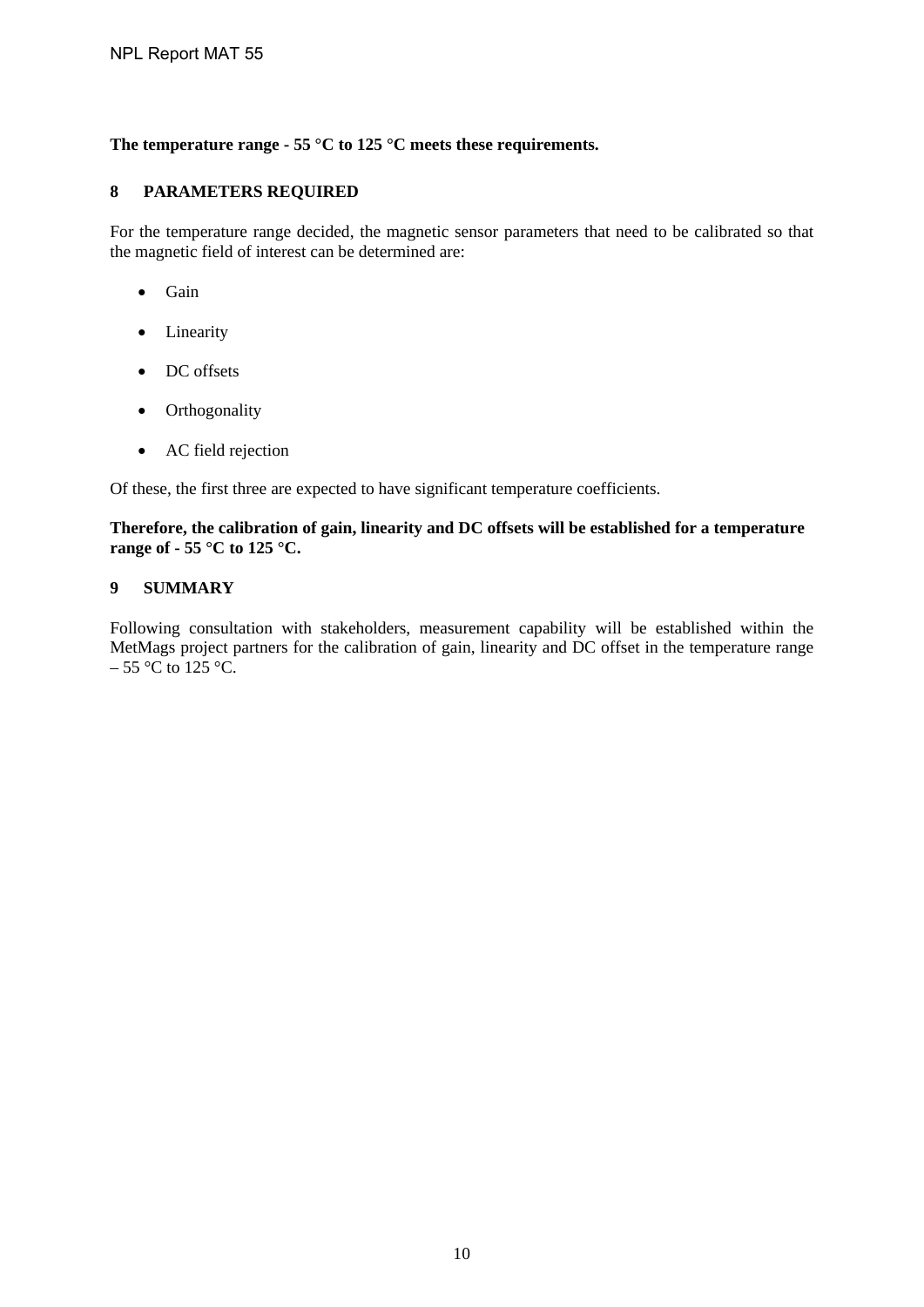**The temperature range - 55 °C to 125 °C meets these requirements.**

## 8 PARAMETERS REQUIRED

For the temperature range decided, the magnetic sensor parameters that need to be calibrated so that the magnetic field of interest can be determined are:

- Gain
- Linearity
- DC offsets
- Orthogonality
- AC field rejection

Of these, the first three are expected to have significant temperature coefficients.

**Therefore, the calibration of gain, linearity and DC offsets will be established for a temperature range of - 55 °C to 125 °C.**

## 9 SUMMARY

Following consultation with stakeholders, measurement capability will be established within the MetMags project partners for the calibration of gain, linearity and DC offset in the temperature range – 55 °C to 125 °C.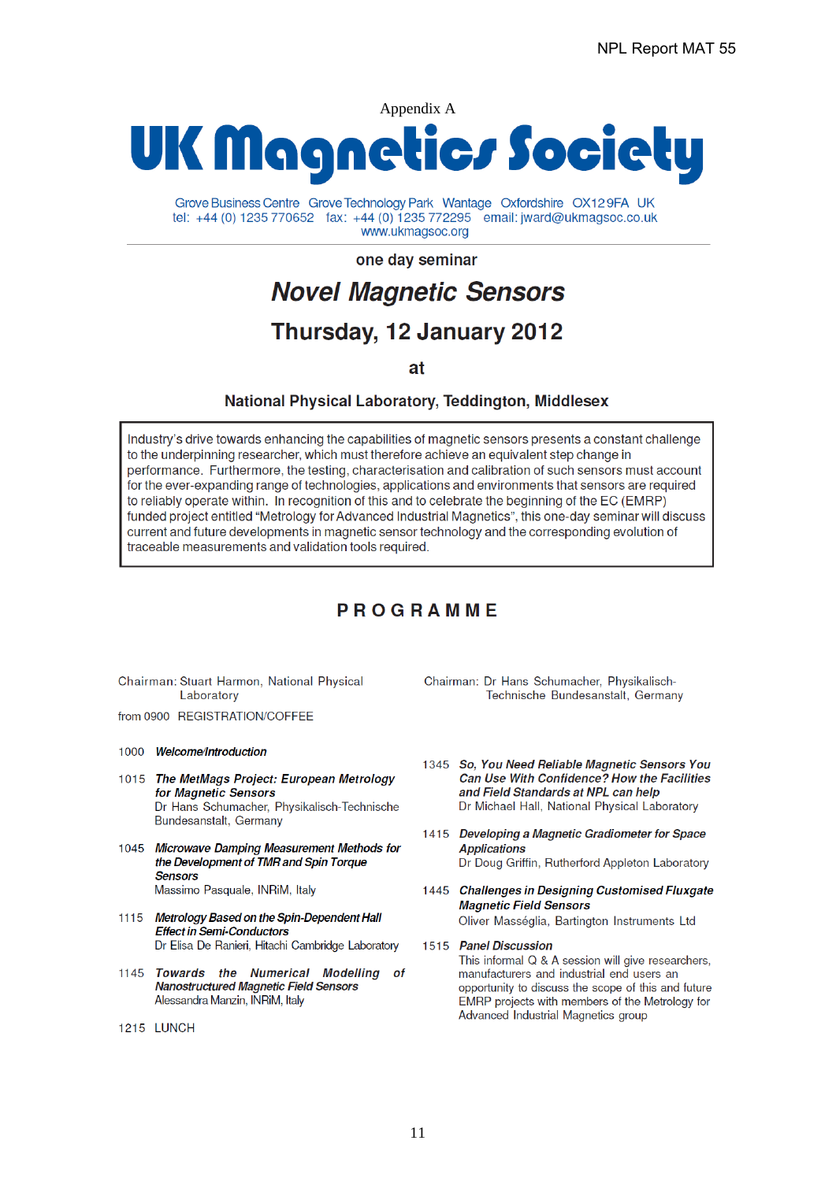Appendix A

# UK Magnetics Society

Grove Business Centre Grove Technology Park Wantage Oxfordshire OX12 9FA UK
tel: +44 (0) 1235 770652 fax: +44 (0) 1235 772295 email: jward@ukmagsoc.co.uk
www.ukmagsoc.org

---

one day seminar

## *Novel Magnetic Sensors*

## Thursday, 12 January 2012

at

### National Physical Laboratory, Teddington, Middlesex

> Industry's drive towards enhancing the capabilities of magnetic sensors presents a constant challenge to the underpinning researcher, which must therefore achieve an equivalent step change in performance. Furthermore, the testing, characterisation and calibration of such sensors must account for the ever-expanding range of technologies, applications and environments that sensors are required to reliably operate within. In recognition of this and to celebrate the beginning of the EC (EMRP) funded project entitled "Metrology for Advanced Industrial Magnetics", this one-day seminar will discuss current and future developments in magnetic sensor technology and the corresponding evolution of traceable measurements and validation tools required.

## PROGRAMME

Chairman: Stuart Harmon, National Physical Laboratory

from 0900 REGISTRATION/COFFEE

1000 ***Welcome/Introduction***

1015 ***The MetMags Project: European Metrology for Magnetic Sensors***
Dr Hans Schumacher, Physikalisch-Technische Bundesanstalt, Germany

1045 ***Microwave Damping Measurement Methods for the Development of TMR and Spin Torque Sensors***
Massimo Pasquale, INRiM, Italy

1115 ***Metrology Based on the Spin-Dependent Hall Effect in Semi-Conductors***
Dr Elisa De Ranieri, Hitachi Cambridge Laboratory

1145 ***Towards the Numerical Modelling of Nanostructured Magnetic Field Sensors***
Alessandra Manzin, INRiM, Italy

1215 LUNCH

Chairman: Dr Hans Schumacher, Physikalisch-Technische Bundesanstalt, Germany

1345 ***So, You Need Reliable Magnetic Sensors You Can Use With Confidence? How the Facilities and Field Standards at NPL can help***
Dr Michael Hall, National Physical Laboratory

1415 ***Developing a Magnetic Gradiometer for Space Applications***
Dr Doug Griffin, Rutherford Appleton Laboratory

1445 ***Challenges in Designing Customised Fluxgate Magnetic Field Sensors***
Oliver Masséglia, Bartington Instruments Ltd

1515 ***Panel Discussion***
This informal Q & A session will give researchers, manufacturers and industrial end users an opportunity to discuss the scope of this and future EMRP projects with members of the Metrology for Advanced Industrial Magnetics group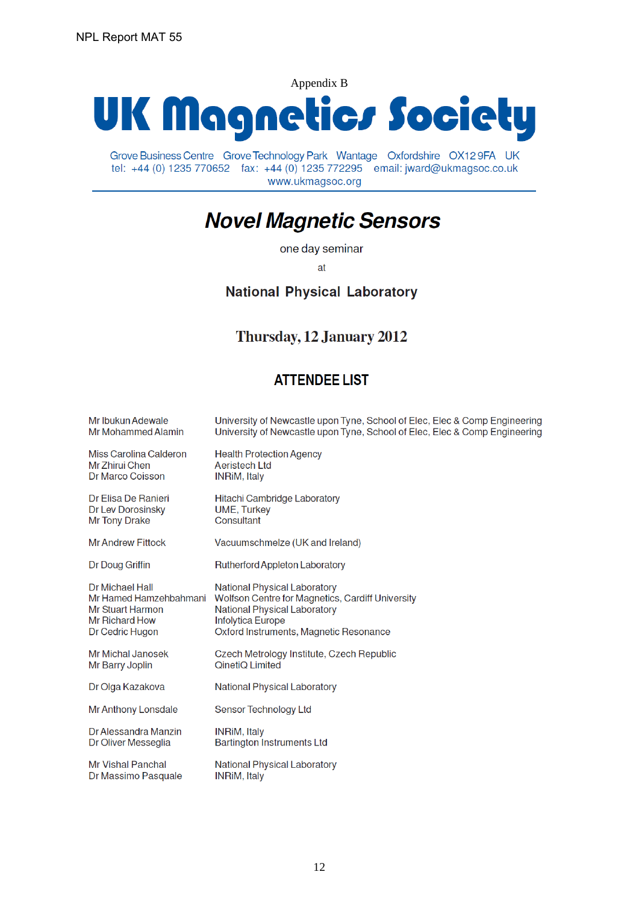Appendix B

# UK Magnetics Society

Grove Business Centre Grove Technology Park Wantage Oxfordshire OX12 9FA UK
tel: +44 (0) 1235 770652 fax: +44 (0) 1235 772295 email: jward@ukmagsoc.co.uk
www.ukmagsoc.org

---

## *Novel Magnetic Sensors*

one day seminar

at

**National Physical Laboratory**

**Thursday, 12 January 2012**

### ATTENDEE LIST

| | |
|---|---|
| Mr Ibukun Adewale | University of Newcastle upon Tyne, School of Elec, Elec & Comp Engineering |
| Mr Mohammed Alamin | University of Newcastle upon Tyne, School of Elec, Elec & Comp Engineering |
| Miss Carolina Calderon | Health Protection Agency |
| Mr Zhirui Chen | Aeristech Ltd |
| Dr Marco Coisson | INRiM, Italy |
| Dr Elisa De Ranieri | Hitachi Cambridge Laboratory |
| Dr Lev Dorosinsky | UME, Turkey |
| Mr Tony Drake | Consultant |
| Mr Andrew Fittock | Vacuumschmelze (UK and Ireland) |
| Dr Doug Griffin | Rutherford Appleton Laboratory |
| Dr Michael Hall | National Physical Laboratory |
| Mr Hamed Hamzehbahmani | Wolfson Centre for Magnetics, Cardiff University |
| Mr Stuart Harmon | National Physical Laboratory |
| Mr Richard How | Infolytica Europe |
| Dr Cedric Hugon | Oxford Instruments, Magnetic Resonance |
| Mr Michal Janosek | Czech Metrology Institute, Czech Republic |
| Mr Barry Joplin | QinetiQ Limited |
| Dr Olga Kazakova | National Physical Laboratory |
| Mr Anthony Lonsdale | Sensor Technology Ltd |
| Dr Alessandra Manzin | INRiM, Italy |
| Dr Oliver Messeglia | Bartington Instruments Ltd |
| Mr Vishal Panchal | National Physical Laboratory |
| Dr Massimo Pasquale | INRiM, Italy |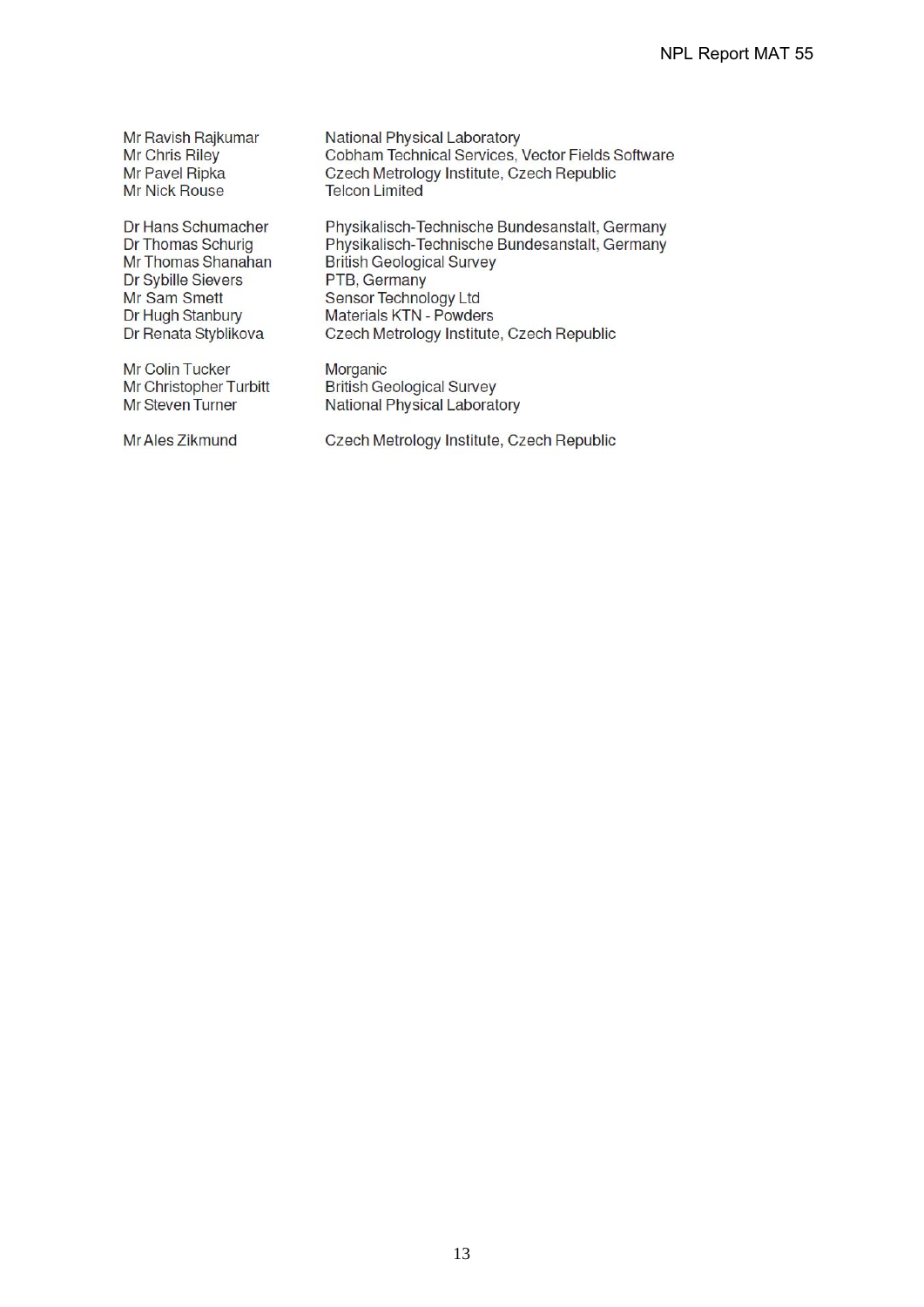| | |
|---|---|
| Mr Ravish Rajkumar | National Physical Laboratory |
| Mr Chris Riley | Cobham Technical Services, Vector Fields Software |
| Mr Pavel Ripka | Czech Metrology Institute, Czech Republic |
| Mr Nick Rouse | Telcon Limited |
| | |
| Dr Hans Schumacher | Physikalisch-Technische Bundesanstalt, Germany |
| Dr Thomas Schurig | Physikalisch-Technische Bundesanstalt, Germany |
| Mr Thomas Shanahan | British Geological Survey |
| Dr Sybille Sievers | PTB, Germany |
| Mr Sam Smett | Sensor Technology Ltd |
| Dr Hugh Stanbury | Materials KTN - Powders |
| Dr Renata Styblikova | Czech Metrology Institute, Czech Republic |
| | |
| Mr Colin Tucker | Morganic |
| Mr Christopher Turbitt | British Geological Survey |
| Mr Steven Turner | National Physical Laboratory |
| | |
| Mr Ales Zikmund | Czech Metrology Institute, Czech Republic |